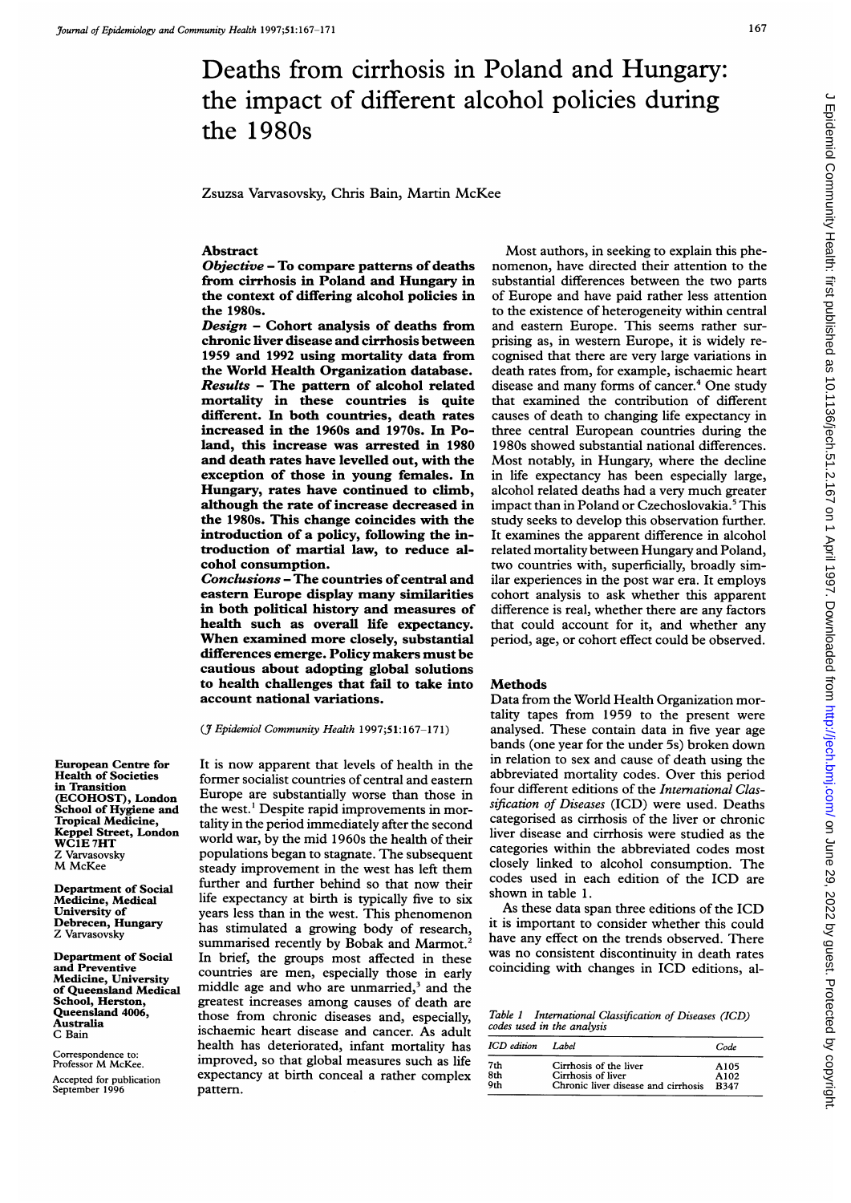# Deaths from cirrhosis in Poland and Hungary: the impact of different alcohol policies during the 1980s

Zsuzsa Varvasovsky, Chris Bain, Martin McKee

## Abstract

***Objective*** – **To compare patterns of deaths from cirrhosis in Poland and Hungary in the context of differing alcohol policies in the 1980s.**

***Design*** – **Cohort analysis of deaths from chronic liver disease and cirrhosis between 1959 and 1992 using mortality data from the World Health Organization database.**

***Results*** – **The pattern of alcohol related mortality in these countries is quite different. In both countries, death rates increased in the 1960s and 1970s. In Poland, this increase was arrested in 1980 and death rates have levelled out, with the exception of those in young females. In Hungary, rates have continued to climb, although the rate of increase decreased in the 1980s. This change coincides with the introduction of a policy, following the introduction of martial law, to reduce alcohol consumption.**

***Conclusions*** – **The countries of central and eastern Europe display many similarities in both political history and measures of health such as overall life expectancy. When examined more closely, substantial differences emerge. Policy makers must be cautious about adopting global solutions to health challenges that fail to take into account national variations.**

(*J Epidemiol Community Health* 1997;51:167–171)

It is now apparent that levels of health in the former socialist countries of central and eastern Europe are substantially worse than those in the west.[1] Despite rapid improvements in mortality in the period immediately after the second world war, by the mid 1960s the health of their populations began to stagnate. The subsequent steady improvement in the west has left them further and further behind so that now their life expectancy at birth is typically five to six years less than in the west. This phenomenon has stimulated a growing body of research, summarised recently by Bobak and Marmot.[2] In brief, the groups most affected in these countries are men, especially those in early middle age and who are unmarried,[3] and the greatest increases among causes of death are those from chronic diseases and, especially, ischaemic heart disease and cancer. As adult health has deteriorated, infant mortality has improved, so that global measures such as life expectancy at birth conceal a rather complex pattern.

Most authors, in seeking to explain this phenomenon, have directed their attention to the substantial differences between the two parts of Europe and have paid rather less attention to the existence of heterogeneity within central and eastern Europe. This seems rather surprising as, in western Europe, it is widely recognised that there are very large variations in death rates from, for example, ischaemic heart disease and many forms of cancer.[4] One study that examined the contribution of different causes of death to changing life expectancy in three central European countries during the 1980s showed substantial national differences. Most notably, in Hungary, where the decline in life expectancy has been especially large, alcohol related deaths had a very much greater impact than in Poland or Czechoslovakia.[5] This study seeks to develop this observation further. It examines the apparent difference in alcohol related mortality between Hungary and Poland, two countries with, superficially, broadly similar experiences in the post war era. It employs cohort analysis to ask whether this apparent difference is real, whether there are any factors that could account for it, and whether any period, age, or cohort effect could be observed.

## Methods

Data from the World Health Organization mortality tapes from 1959 to the present were analysed. These contain data in five year age bands (one year for the under 5s) broken down in relation to sex and cause of death using the abbreviated mortality codes. Over this period four different editions of the *International Classification of Diseases* (ICD) were used. Deaths categorised as cirrhosis of the liver or chronic liver disease and cirrhosis were studied as the categories within the abbreviated codes most closely linked to alcohol consumption. The codes used in each edition of the ICD are shown in table 1.

As these data span three editions of the ICD it is important to consider whether this could have any effect on the trends observed. There was no consistent discontinuity in death rates coinciding with changes in ICD editions, al-

*Table 1 International Classification of Diseases (ICD) codes used in the analysis*

| ICD edition | Label | Code |
|---|---|---|
| 7th | Cirrhosis of the liver | A105 |
| 8th | Cirrhosis of liver | A102 |
| 9th | Chronic liver disease and cirrhosis | B347 |

European Centre for Health of Societies in Transition (ECOHOST), London School of Hygiene and Tropical Medicine, Keppel Street, London WC1E 7HT
Z Varvasovsky
M McKee

Department of Social Medicine, Medical University of Debrecen, Hungary
Z Varvasovsky

Department of Social and Preventive Medicine, University of Queensland Medical School, Herston, Queensland 4006, Australia
C Bain

Correspondence to: Professor M McKee.

Accepted for publication September 1996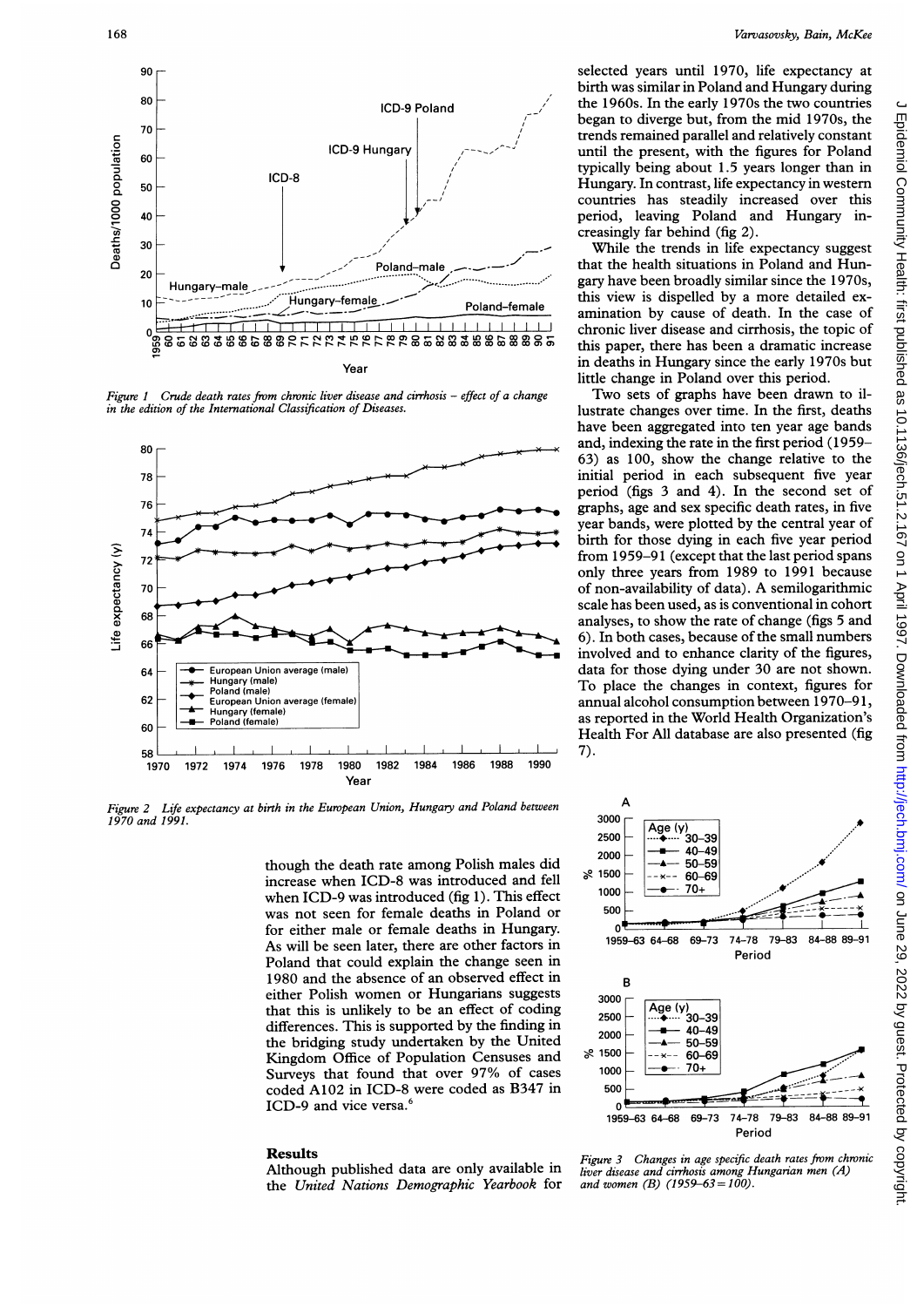*Figure 1 Crude death rates from chronic liver disease and cirrhosis – effect of a change in the edition of the International Classification of Diseases.*

*Figure 2 Life expectancy at birth in the European Union, Hungary and Poland between 1970 and 1991.*

though the death rate among Polish males did increase when ICD-8 was introduced and fell when ICD-9 was introduced (fig 1). This effect was not seen for female deaths in Poland or for either male or female deaths in Hungary. As will be seen later, there are other factors in Poland that could explain the change seen in 1980 and the absence of an observed effect in either Polish women or Hungarians suggests that this is unlikely to be an effect of coding differences. This is supported by the finding in the bridging study undertaken by the United Kingdom Office of Population Censuses and Surveys that found that over 97% of cases coded A102 in ICD-8 were coded as B347 in ICD-9 and vice versa.[6]

## Results

Although published data are only available in the *United Nations Demographic Yearbook* for selected years until 1970, life expectancy at birth was similar in Poland and Hungary during the 1960s. In the early 1970s the two countries began to diverge but, from the mid 1970s, the trends remained parallel and relatively constant until the present, with the figures for Poland typically being about 1.5 years longer than in Hungary. In contrast, life expectancy in western countries has steadily increased over this period, leaving Poland and Hungary increasingly far behind (fig 2).

While the trends in life expectancy suggest that the health situations in Poland and Hungary have been broadly similar since the 1970s, this view is dispelled by a more detailed examination by cause of death. In the case of chronic liver disease and cirrhosis, the topic of this paper, there has been a dramatic increase in deaths in Hungary since the early 1970s but little change in Poland over this period.

Two sets of graphs have been drawn to illustrate changes over time. In the first, deaths have been aggregated into ten year age bands and, indexing the rate in the first period (1959–63) as 100, show the change relative to the initial period in each subsequent five year period (figs 3 and 4). In the second set of graphs, age and sex specific death rates, in five year bands, were plotted by the central year of birth for those dying in each five year period from 1959–91 (except that the last period spans only three years from 1989 to 1991 because of non-availability of data). A semilogarithmic scale has been used, as is conventional in cohort analyses, to show the rate of change (figs 5 and 6). In both cases, because of the small numbers involved and to enhance clarity of the figures, data for those dying under 30 are not shown. To place the changes in context, figures for annual alcohol consumption between 1970–91, as reported in the World Health Organization's Health For All database are also presented (fig 7).

*Figure 3 Changes in age specific death rates from chronic liver disease and cirrhosis among Hungarian men (A) and women (B) (1959–63 = 100).*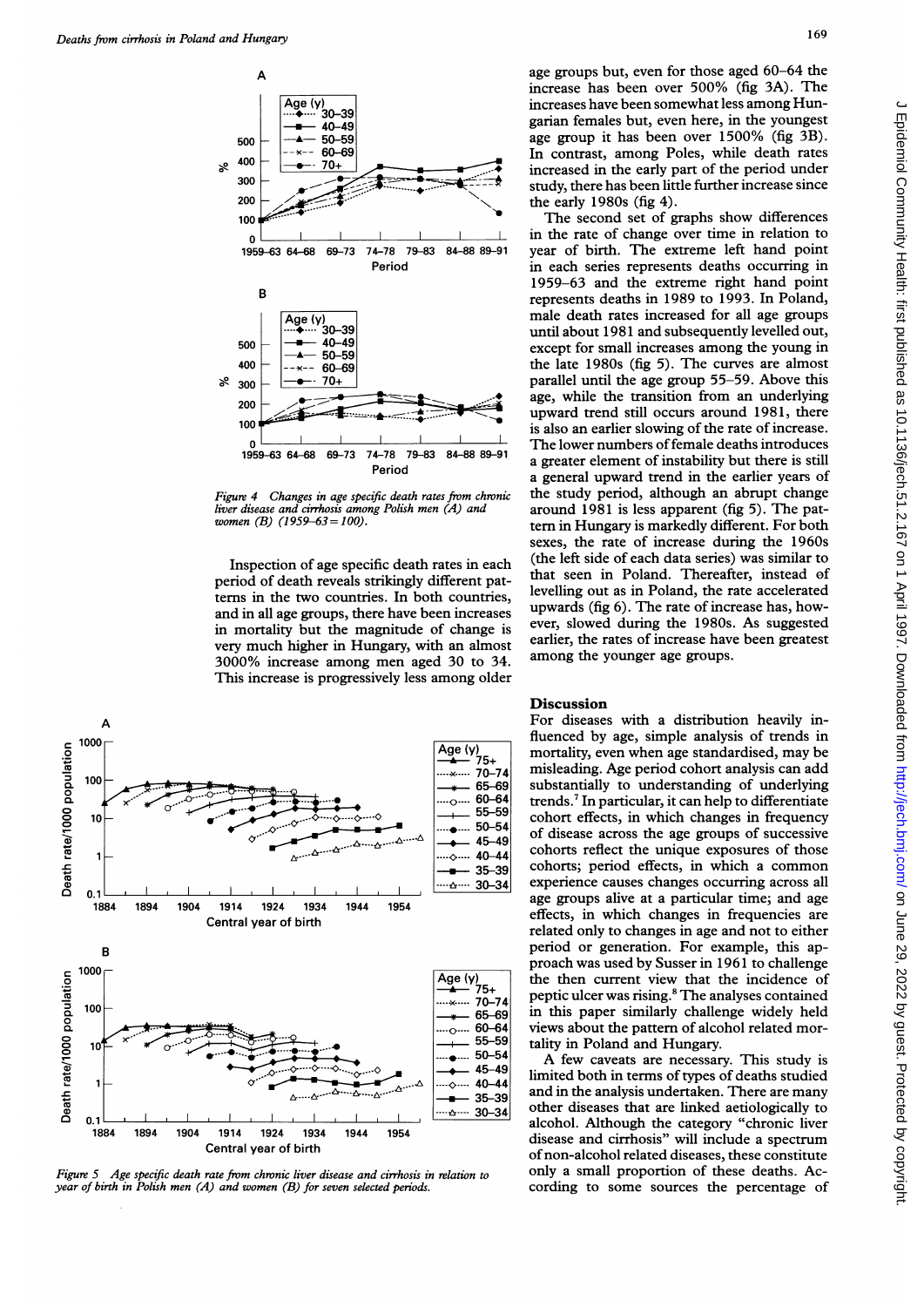Figure 4 Changes in age specific death rates from chronic liver disease and cirrhosis among Polish men (A) and women (B) (1959–63 = 100).

Inspection of age specific death rates in each period of death reveals strikingly different patterns in the two countries. In both countries, and in all age groups, there have been increases in mortality but the magnitude of change is very much higher in Hungary, with an almost 3000% increase among men aged 30 to 34. This increase is progressively less among older age groups but, even for those aged 60–64 the increase has been over 500% (fig 3A). The increases have been somewhat less among Hungarian females but, even here, in the youngest age group it has been over 1500% (fig 3B). In contrast, among Poles, while death rates increased in the early part of the period under study, there has been little further increase since the early 1980s (fig 4).

The second set of graphs show differences in the rate of change over time in relation to year of birth. The extreme left hand point in each series represents deaths occurring in 1959–63 and the extreme right hand point represents deaths in 1989 to 1993. In Poland, male death rates increased for all age groups until about 1981 and subsequently levelled out, except for small increases among the young in the late 1980s (fig 5). The curves are almost parallel until the age group 55–59. Above this age, while the transition from an underlying upward trend still occurs around 1981, there is also an earlier slowing of the rate of increase. The lower numbers of female deaths introduces a greater element of instability but there is still a general upward trend in the earlier years of the study period, although an abrupt change around 1981 is less apparent (fig 5). The pattern in Hungary is markedly different. For both sexes, the rate of increase during the 1960s (the left side of each data series) was similar to that seen in Poland. Thereafter, instead of levelling out as in Poland, the rate accelerated upwards (fig 6). The rate of increase has, however, slowed during the 1980s. As suggested earlier, the rates of increase have been greatest among the younger age groups.

Figure 5 Age specific death rate from chronic liver disease and cirrhosis in relation to year of birth in Polish men (A) and women (B) for seven selected periods.

## Discussion

For diseases with a distribution heavily influenced by age, simple analysis of trends in mortality, even when age standardised, may be misleading. Age period cohort analysis can add substantially to understanding of underlying trends.[7] In particular, it can help to differentiate cohort effects, in which changes in frequency of disease across the age groups of successive cohorts reflect the unique exposures of those cohorts; period effects, in which a common experience causes changes occurring across all age groups alive at a particular time; and age effects, in which changes in frequencies are related only to changes in age and not to either period or generation. For example, this approach was used by Susser in 1961 to challenge the then current view that the incidence of peptic ulcer was rising.[8] The analyses contained in this paper similarly challenge widely held views about the pattern of alcohol related mortality in Poland and Hungary.

A few caveats are necessary. This study is limited both in terms of types of deaths studied and in the analysis undertaken. There are many other diseases that are linked aetiologically to alcohol. Although the category "chronic liver disease and cirrhosis" will include a spectrum of non-alcohol related diseases, these constitute only a small proportion of these deaths. According to some sources the percentage of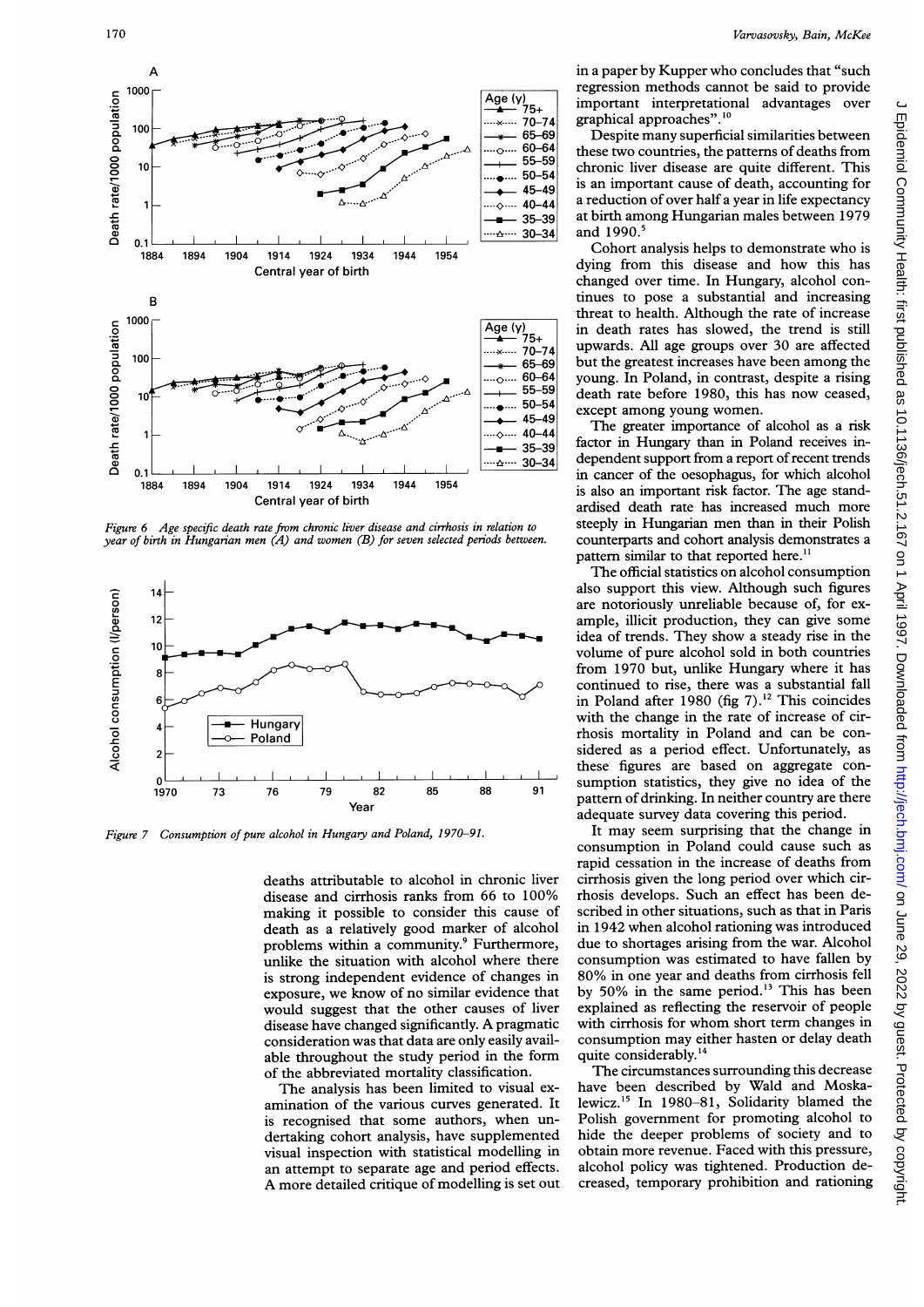Figure 6 Age specific death rate from chronic liver disease and cirrhosis in relation to year of birth in Hungarian men (A) and women (B) for seven selected periods between.

Figure 7 Consumption of pure alcohol in Hungary and Poland, 1970–91.

deaths attributable to alcohol in chronic liver disease and cirrhosis ranks from 66 to 100% making it possible to consider this cause of death as a relatively good marker of alcohol problems within a community.[9] Furthermore, unlike the situation with alcohol where there is strong independent evidence of changes in exposure, we know of no similar evidence that would suggest that the other causes of liver disease have changed significantly. A pragmatic consideration was that data are only easily available throughout the study period in the form of the abbreviated mortality classification.

The analysis has been limited to visual examination of the various curves generated. It is recognised that some authors, when undertaking cohort analysis, have supplemented visual inspection with statistical modelling in an attempt to separate age and period effects. A more detailed critique of modelling is set out in a paper by Kupper who concludes that "such regression methods cannot be said to provide important interpretational advantages over graphical approaches".[10]

Despite many superficial similarities between these two countries, the patterns of deaths from chronic liver disease are quite different. This is an important cause of death, accounting for a reduction of over half a year in life expectancy at birth among Hungarian males between 1979 and 1990.[5]

Cohort analysis helps to demonstrate who is dying from this disease and how this has changed over time. In Hungary, alcohol continues to pose a substantial and increasing threat to health. Although the rate of increase in death rates has slowed, the trend is still upwards. All age groups over 30 are affected but the greatest increases have been among the young. In Poland, in contrast, despite a rising death rate before 1980, this has now ceased, except among young women.

The greater importance of alcohol as a risk factor in Hungary than in Poland receives independent support from a report of recent trends in cancer of the oesophagus, for which alcohol is also an important risk factor. The age standardised death rate has increased much more steeply in Hungarian men than in their Polish counterparts and cohort analysis demonstrates a pattern similar to that reported here.[11]

The official statistics on alcohol consumption also support this view. Although such figures are notoriously unreliable because of, for example, illicit production, they can give some idea of trends. They show a steady rise in the volume of pure alcohol sold in both countries from 1970 but, unlike Hungary where it has continued to rise, there was a substantial fall in Poland after 1980 (fig 7).[12] This coincides with the change in the rate of increase of cirrhosis mortality in Poland and can be considered as a period effect. Unfortunately, as these figures are based on aggregate consumption statistics, they give no idea of the pattern of drinking. In neither country are there adequate survey data covering this period.

It may seem surprising that the change in consumption in Poland could cause such as rapid cessation in the increase of deaths from cirrhosis given the long period over which cirrhosis develops. Such an effect has been described in other situations, such as that in Paris in 1942 when alcohol rationing was introduced due to shortages arising from the war. Alcohol consumption was estimated to have fallen by 80% in one year and deaths from cirrhosis fell by 50% in the same period.[13] This has been explained as reflecting the reservoir of people with cirrhosis for whom short term changes in consumption may either hasten or delay death quite considerably.[14]

The circumstances surrounding this decrease have been described by Wald and Moskalewicz.[15] In 1980–81, Solidarity blamed the Polish government for promoting alcohol to hide the deeper problems of society and to obtain more revenue. Faced with this pressure, alcohol policy was tightened. Production decreased, temporary prohibition and rationing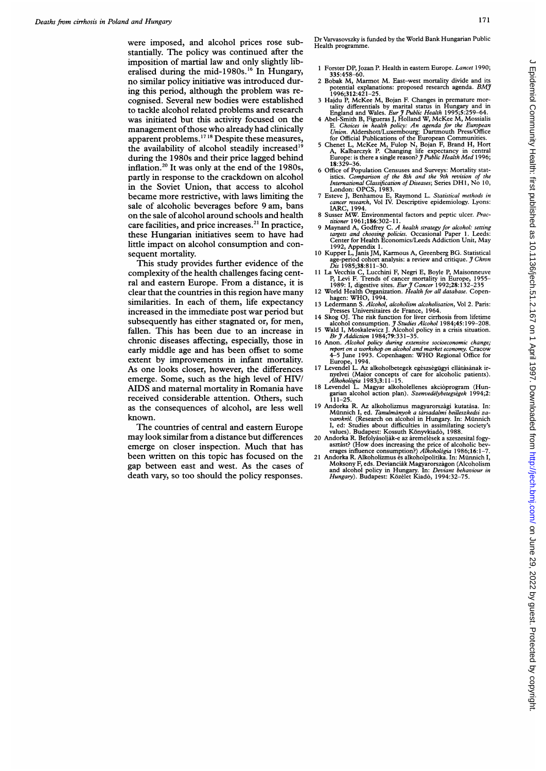were imposed, and alcohol prices rose substantially. The policy was continued after the imposition of martial law and only slightly liberalised during the mid-1980s.[16] In Hungary, no similar policy initiative was introduced during this period, although the problem was recognised. Several new bodies were established to tackle alcohol related problems and research was initiated but this activity focused on the management of those who already had clinically apparent problems.[17 18] Despite these measures, the availability of alcohol steadily increased[19] during the 1980s and their price lagged behind inflation.[20] It was only at the end of the 1980s, partly in response to the crackdown on alcohol in the Soviet Union, that access to alcohol became more restrictive, with laws limiting the sale of alcoholic beverages before 9 am, bans on the sale of alcohol around schools and health care facilities, and price increases.[21] In practice, these Hungarian initiatives seem to have had little impact on alcohol consumption and consequent mortality.

This study provides further evidence of the complexity of the health challenges facing central and eastern Europe. From a distance, it is clear that the countries in this region have many similarities. In each of them, life expectancy increased in the immediate post war period but subsequently has either stagnated or, for men, fallen. This has been due to an increase in chronic diseases affecting, especially, those in early middle age and has been offset to some extent by improvements in infant mortality. As one looks closer, however, the differences emerge. Some, such as the high level of HIV/AIDS and maternal mortality in Romania have received considerable attention. Others, such as the consequences of alcohol, are less well known.

The countries of central and eastern Europe may look similar from a distance but differences emerge on closer inspection. Much that has been written on this topic has focused on the gap between east and west. As the cases of death vary, so too should the policy responses.

Dr Varvasovszky is funded by the World Bank Hungarian Public Health programme.

1. Forster DP, Jozan P. Health in eastern Europe. *Lancet* 1990; **335**:458–60.
2. Bobak M, Marmot M. East-west mortality divide and its potential explanations: proposed research agenda. *BMJ* 1996;**312**:421–25.
3. Hajdu P, McKee M, Bojan F. Changes in premature mortality differentials by marital status in Hungary and in England and Wales. *Eur J Public Health* 1995;**5**:259–64.
4. Abel-Smith B, Figueras J, Holland W, McKee M, Mossialis E. *Choices in health policy: An agenda for the European Union*. Aldershott/Luxembourg: Dartmouth Press/Office for Official Publications of the European Communities.
5. Chenet L, McKee M, Fulop N, Bojan F, Brand H, Hort A, Kalbarczyk P. Changing life expectancy in central Europe: is there a single reason? *J Public Health Med* 1996; **18**:329–36.
6. Office of Population Censuses and Surveys: Mortality statistics. *Comparison of the 8th and the 9th revision of the International Classification of Diseases*; Series DH1, No 10, London: OPCS, 1983.
7. Esteve J, Benhamou E, Raymond L. *Statistical methods in cancer research*, Vol IV. Descriptive epidemiology. Lyons: IARC, 1994.
8. Susser MW. Environmental factors and peptic ulcer. *Practitioner* 1961;**186**:302–11.
9. Maynard A, Godfrey C. *A health strategy for alcohol: setting targets and choosing policies*. Occasional Paper 1. Leeds: Center for Health Economics/Leeds Addiction Unit, May 1992, Appendix 1.
10. Kupper L, Janis JM, Karmous A, Greenberg BG. Statistical age-period cohort analysis: a review and critique. *J Chron Dis* 1985;**38**:811–30.
11. La Vecchia C, Lucchini F, Negri E, Boyle P, Maisonneuve P, Levi F. Trends of cancer mortality in Europe, 1955–1989: I, digestive sites. *Eur J Cancer* 1992;**28**:132–235
12. World Health Organization. *Health for all database*. Copenhagen: WHO, 1994.
13. Ledermann S. *Alcohol, alcoholism alcoholisation*, Vol 2. Paris: Presses Universitaires de France, 1964.
14. Skog OJ. The risk function for liver cirrhosis from lifetime alcohol consumption. *J Studies Alcohol* 1984;**45**:199–208.
15. Wald I, Moskalewicz J. Alcohol policy in a crisis situation. *Br J Addiction* 1984;**79**:331–35.
16. Anon. *Alcohol policy during extensive socioeconomic change; report on a workshop on alcohol and market economy*. Cracow 4–5 June 1993. Copenhagen: WHO Regional Office for Europe, 1994.
17. Levendel L. Az alkoholbetegek egészségügyi ellátásának irnyelvei (Major concepts of care for alcoholic patients). *Alkohológia* 1983;**3**:11–15.
18. Levendel L. Magyar alkoholellenes akcióprogram (Hungarian alcohol action plan). *Szenvedélybetegségek* 1994;**2**: 111–25.
19. Andorka R. Az alkoholizmus magyarországi kutatása. In: Münnich I, ed. *Tanulmányok a társadalmi beilleszkedsi zavarokról*. (Research on alcohol in Hungary. In: Münnich I, ed: Studies about difficulties in assimilating society's values). Budapest: Kossuth Könyvkiadó, 1988.
20. Andorka R. Befolyásolják-e az áremelések a szeszesital fogyasztást? (How does increasing the price of alcoholic beverages influence consumption?) *Alkohológia* 1986;**16**:1–7.
21. Andorka R. Alkoholizmus és alkoholpolitika. In: Münnich I, Moksony F, eds. Devianciák Magyarországon (Alcoholism and alcohol policy in Hungary. In: *Deviant behaviour in Hungary*). Budapest: Közélet Kiadó, 1994:32–75.